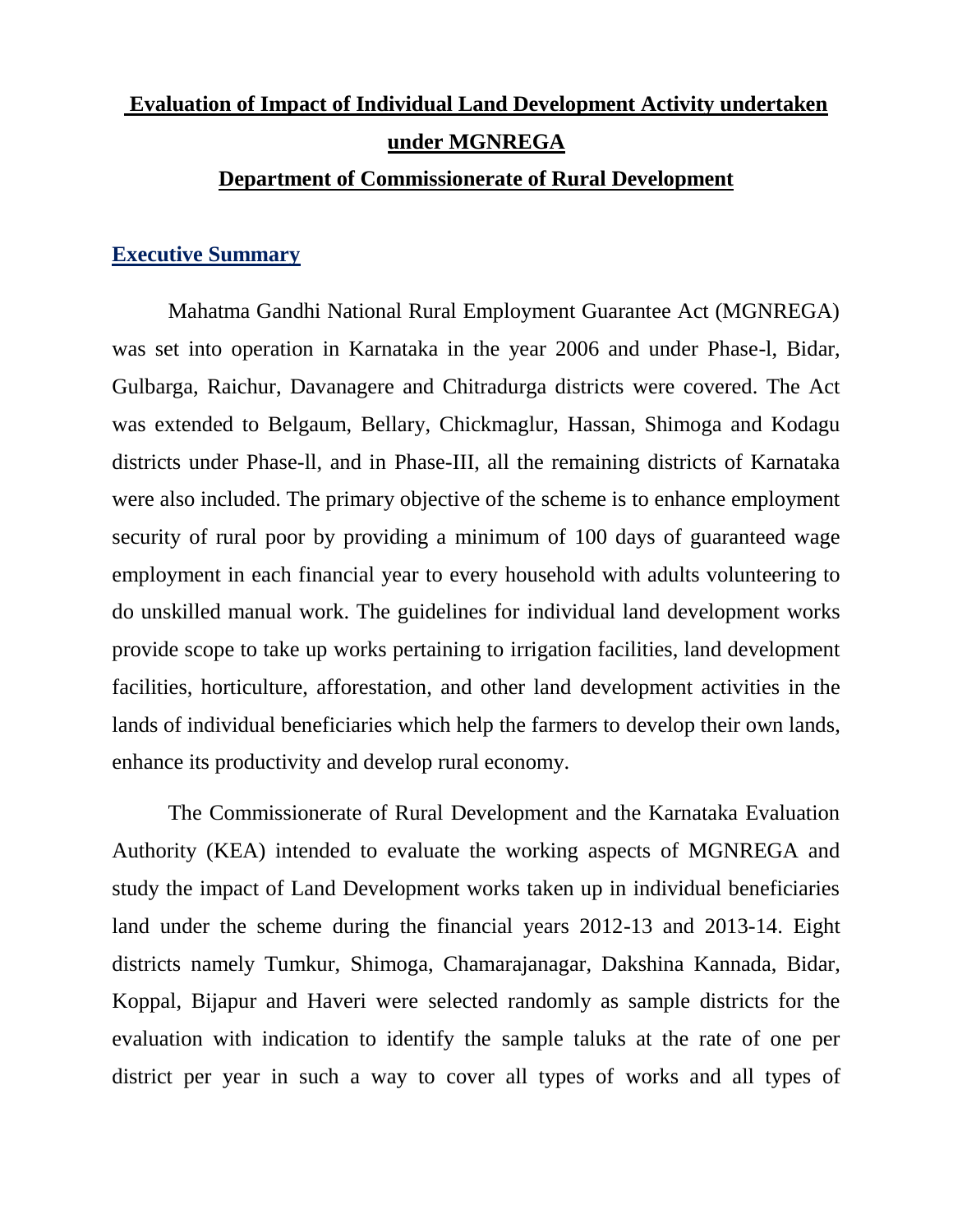# Evaluation of Impact of Individual Land Development Activity undertaken under MGNREGA

## Department of Commissionerate of Rural Development

### Executive Summary

Mahatma Gandhi National Rural Employment Guarantee Act (MGNREGA) was set into operation in Karnataka in the year 2006 and under Phase-l, Bidar, Gulbarga, Raichur, Davanagere and Chitradurga districts were covered. The Act was extended to Belgaum, Bellary, Chickmaglur, Hassan, Shimoga and Kodagu districts under Phase-ll, and in Phase-III, all the remaining districts of Karnataka were also included. The primary objective of the scheme is to enhance employment security of rural poor by providing a minimum of 100 days of guaranteed wage employment in each financial year to every household with adults volunteering to do unskilled manual work. The guidelines for individual land development works provide scope to take up works pertaining to irrigation facilities, land development facilities, horticulture, afforestation, and other land development activities in the lands of individual beneficiaries which help the farmers to develop their own lands, enhance its productivity and develop rural economy.

The Commissionerate of Rural Development and the Karnataka Evaluation Authority (KEA) intended to evaluate the working aspects of MGNREGA and study the impact of Land Development works taken up in individual beneficiaries land under the scheme during the financial years 2012-13 and 2013-14. Eight districts namely Tumkur, Shimoga, Chamarajanagar, Dakshina Kannada, Bidar, Koppal, Bijapur and Haveri were selected randomly as sample districts for the evaluation with indication to identify the sample taluks at the rate of one per district per year in such a way to cover all types of works and all types of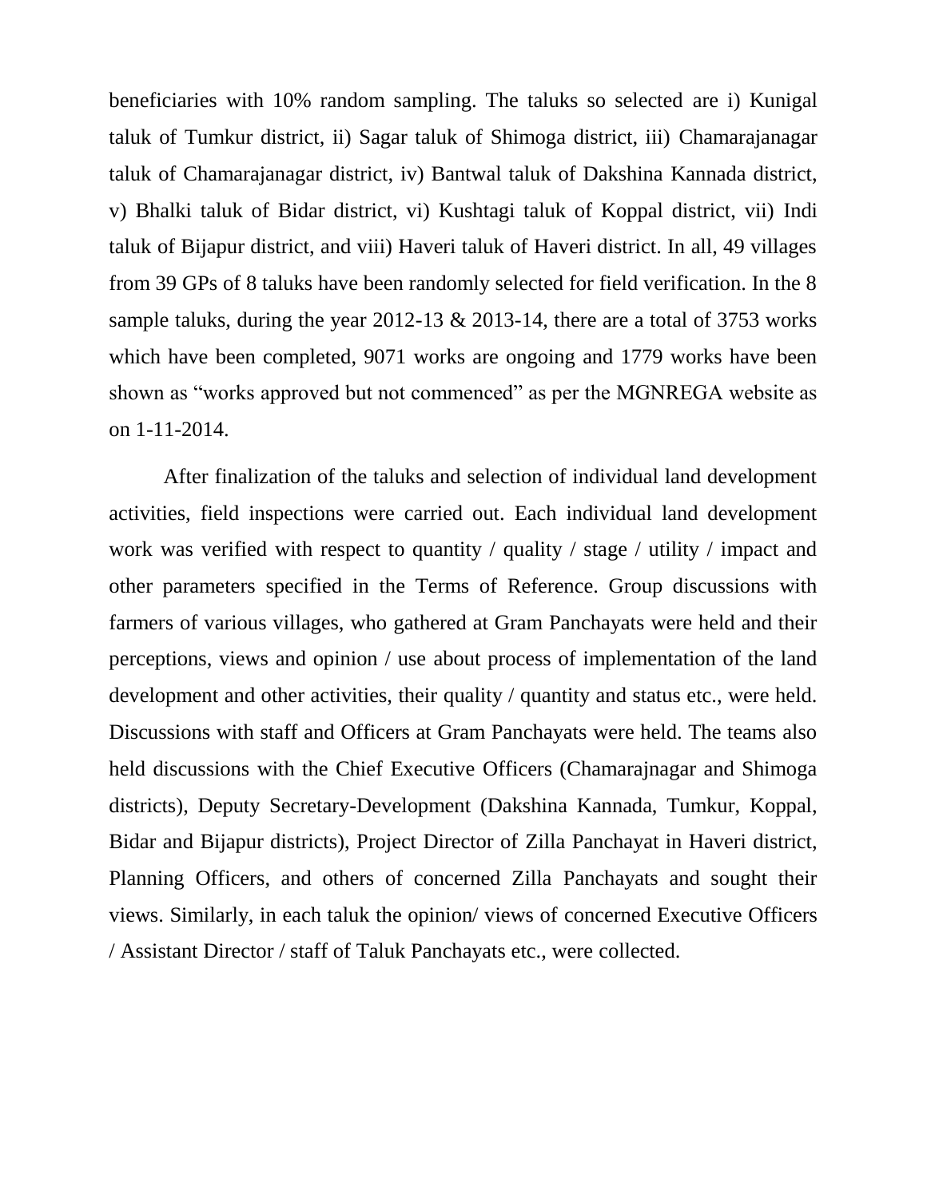beneficiaries with 10% random sampling. The taluks so selected are i) Kunigal taluk of Tumkur district, ii) Sagar taluk of Shimoga district, iii) Chamarajanagar taluk of Chamarajanagar district, iv) Bantwal taluk of Dakshina Kannada district, v) Bhalki taluk of Bidar district, vi) Kushtagi taluk of Koppal district, vii) Indi taluk of Bijapur district, and viii) Haveri taluk of Haveri district. In all, 49 villages from 39 GPs of 8 taluks have been randomly selected for field verification. In the 8 sample taluks, during the year 2012-13 & 2013-14, there are a total of 3753 works which have been completed, 9071 works are ongoing and 1779 works have been shown as "works approved but not commenced" as per the MGNREGA website as on 1-11-2014.

After finalization of the taluks and selection of individual land development activities, field inspections were carried out. Each individual land development work was verified with respect to quantity / quality / stage / utility / impact and other parameters specified in the Terms of Reference. Group discussions with farmers of various villages, who gathered at Gram Panchayats were held and their perceptions, views and opinion / use about process of implementation of the land development and other activities, their quality / quantity and status etc., were held. Discussions with staff and Officers at Gram Panchayats were held. The teams also held discussions with the Chief Executive Officers (Chamarajnagar and Shimoga districts), Deputy Secretary-Development (Dakshina Kannada, Tumkur, Koppal, Bidar and Bijapur districts), Project Director of Zilla Panchayat in Haveri district, Planning Officers, and others of concerned Zilla Panchayats and sought their views. Similarly, in each taluk the opinion/ views of concerned Executive Officers / Assistant Director / staff of Taluk Panchayats etc., were collected.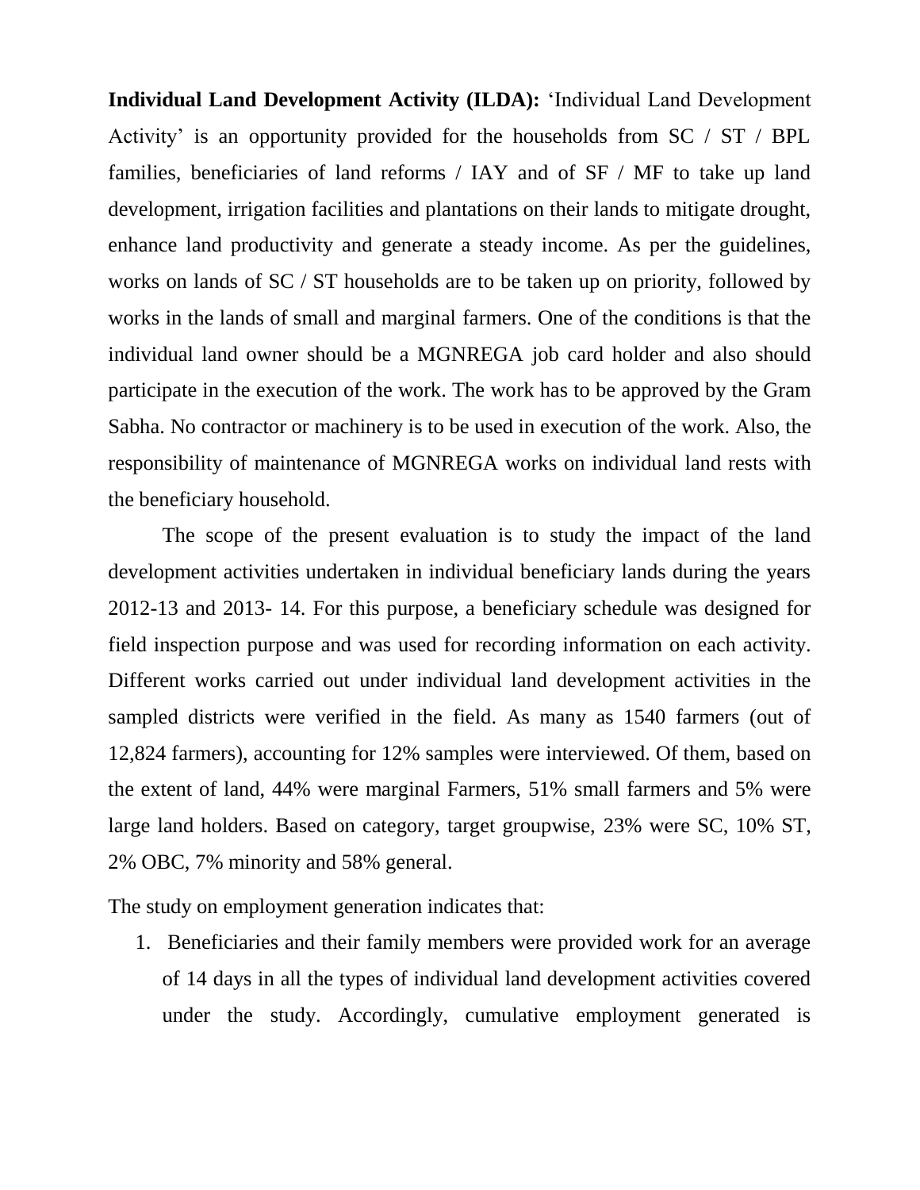**Individual Land Development Activity (ILDA):** 'Individual Land Development Activity' is an opportunity provided for the households from SC / ST / BPL families, beneficiaries of land reforms / IAY and of SF / MF to take up land development, irrigation facilities and plantations on their lands to mitigate drought, enhance land productivity and generate a steady income. As per the guidelines, works on lands of SC / ST households are to be taken up on priority, followed by works in the lands of small and marginal farmers. One of the conditions is that the individual land owner should be a MGNREGA job card holder and also should participate in the execution of the work. The work has to be approved by the Gram Sabha. No contractor or machinery is to be used in execution of the work. Also, the responsibility of maintenance of MGNREGA works on individual land rests with the beneficiary household.

The scope of the present evaluation is to study the impact of the land development activities undertaken in individual beneficiary lands during the years 2012-13 and 2013- 14. For this purpose, a beneficiary schedule was designed for field inspection purpose and was used for recording information on each activity. Different works carried out under individual land development activities in the sampled districts were verified in the field. As many as 1540 farmers (out of 12,824 farmers), accounting for 12% samples were interviewed. Of them, based on the extent of land, 44% were marginal Farmers, 51% small farmers and 5% were large land holders. Based on category, target groupwise, 23% were SC, 10% ST, 2% OBC, 7% minority and 58% general.

The study on employment generation indicates that:

1. Beneficiaries and their family members were provided work for an average of 14 days in all the types of individual land development activities covered under the study. Accordingly, cumulative employment generated is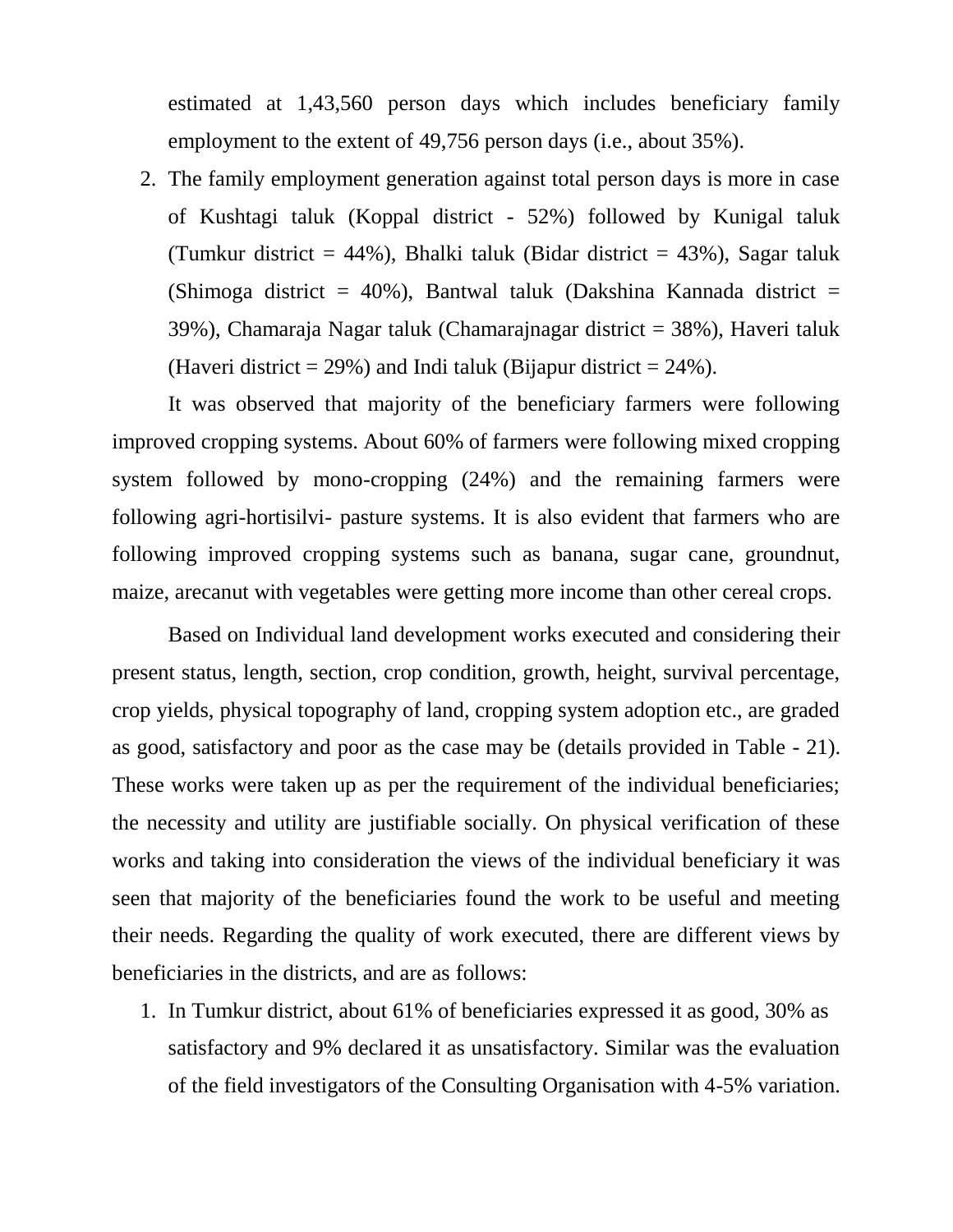estimated at 1,43,560 person days which includes beneficiary family employment to the extent of 49,756 person days (i.e., about 35%).

2. The family employment generation against total person days is more in case of Kushtagi taluk (Koppal district - 52%) followed by Kunigal taluk (Tumkur district = 44%), Bhalki taluk (Bidar district = 43%), Sagar taluk (Shimoga district = 40%), Bantwal taluk (Dakshina Kannada district = 39%), Chamaraja Nagar taluk (Chamarajnagar district = 38%), Haveri taluk (Haveri district = 29%) and Indi taluk (Bijapur district = 24%).

It was observed that majority of the beneficiary farmers were following improved cropping systems. About 60% of farmers were following mixed cropping system followed by mono-cropping (24%) and the remaining farmers were following agri-hortisilvi- pasture systems. It is also evident that farmers who are following improved cropping systems such as banana, sugar cane, groundnut, maize, arecanut with vegetables were getting more income than other cereal crops.

Based on Individual land development works executed and considering their present status, length, section, crop condition, growth, height, survival percentage, crop yields, physical topography of land, cropping system adoption etc., are graded as good, satisfactory and poor as the case may be (details provided in Table - 21). These works were taken up as per the requirement of the individual beneficiaries; the necessity and utility are justifiable socially. On physical verification of these works and taking into consideration the views of the individual beneficiary it was seen that majority of the beneficiaries found the work to be useful and meeting their needs. Regarding the quality of work executed, there are different views by beneficiaries in the districts, and are as follows:

1. In Tumkur district, about 61% of beneficiaries expressed it as good, 30% as satisfactory and 9% declared it as unsatisfactory. Similar was the evaluation of the field investigators of the Consulting Organisation with 4-5% variation.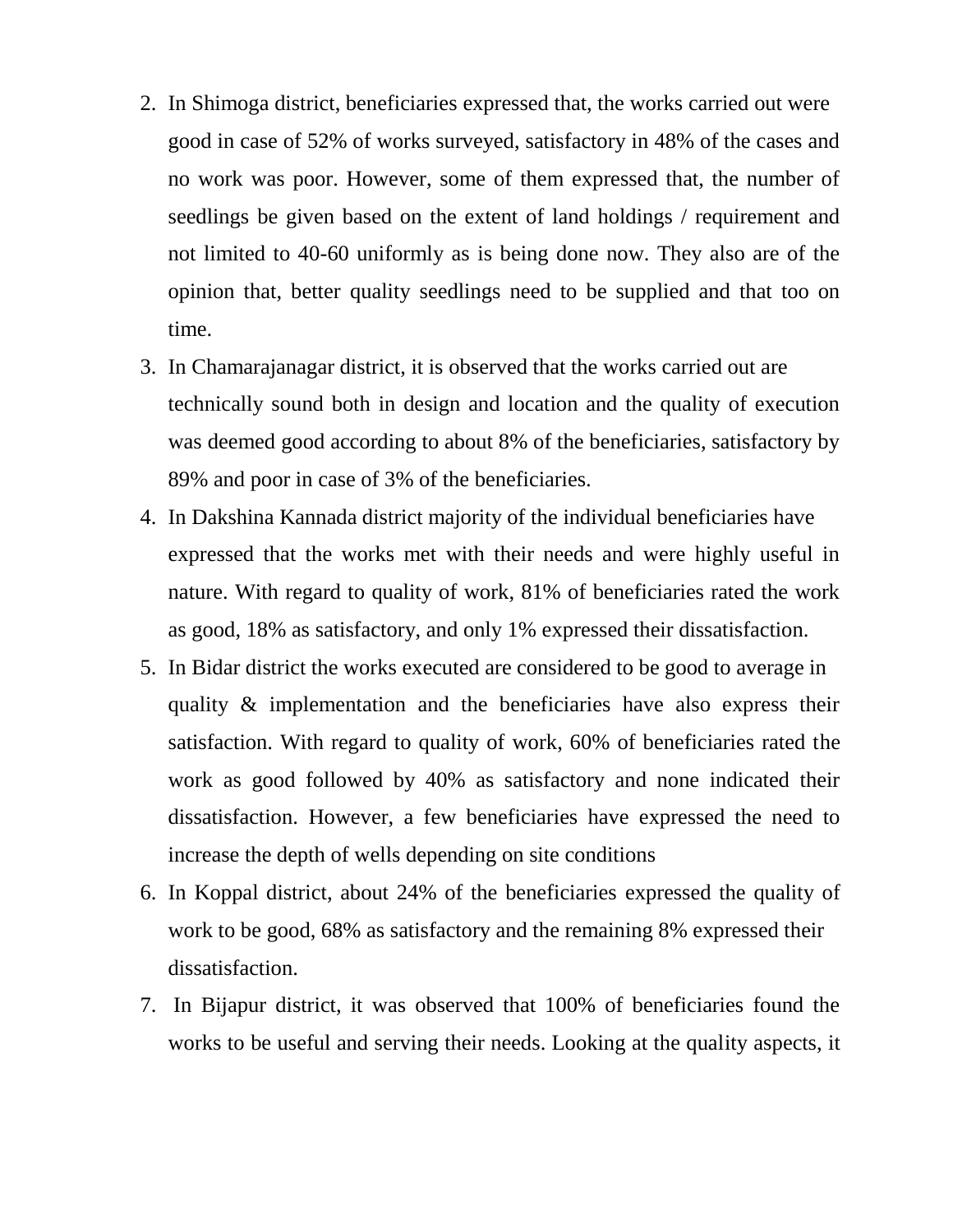2. In Shimoga district, beneficiaries expressed that, the works carried out were good in case of 52% of works surveyed, satisfactory in 48% of the cases and no work was poor. However, some of them expressed that, the number of seedlings be given based on the extent of land holdings / requirement and not limited to 40-60 uniformly as is being done now. They also are of the opinion that, better quality seedlings need to be supplied and that too on time.
3. In Chamarajanagar district, it is observed that the works carried out are technically sound both in design and location and the quality of execution was deemed good according to about 8% of the beneficiaries, satisfactory by 89% and poor in case of 3% of the beneficiaries.
4. In Dakshina Kannada district majority of the individual beneficiaries have expressed that the works met with their needs and were highly useful in nature. With regard to quality of work, 81% of beneficiaries rated the work as good, 18% as satisfactory, and only 1% expressed their dissatisfaction.
5. In Bidar district the works executed are considered to be good to average in quality & implementation and the beneficiaries have also express their satisfaction. With regard to quality of work, 60% of beneficiaries rated the work as good followed by 40% as satisfactory and none indicated their dissatisfaction. However, a few beneficiaries have expressed the need to increase the depth of wells depending on site conditions
6. In Koppal district, about 24% of the beneficiaries expressed the quality of work to be good, 68% as satisfactory and the remaining 8% expressed their dissatisfaction.
7. In Bijapur district, it was observed that 100% of beneficiaries found the works to be useful and serving their needs. Looking at the quality aspects, it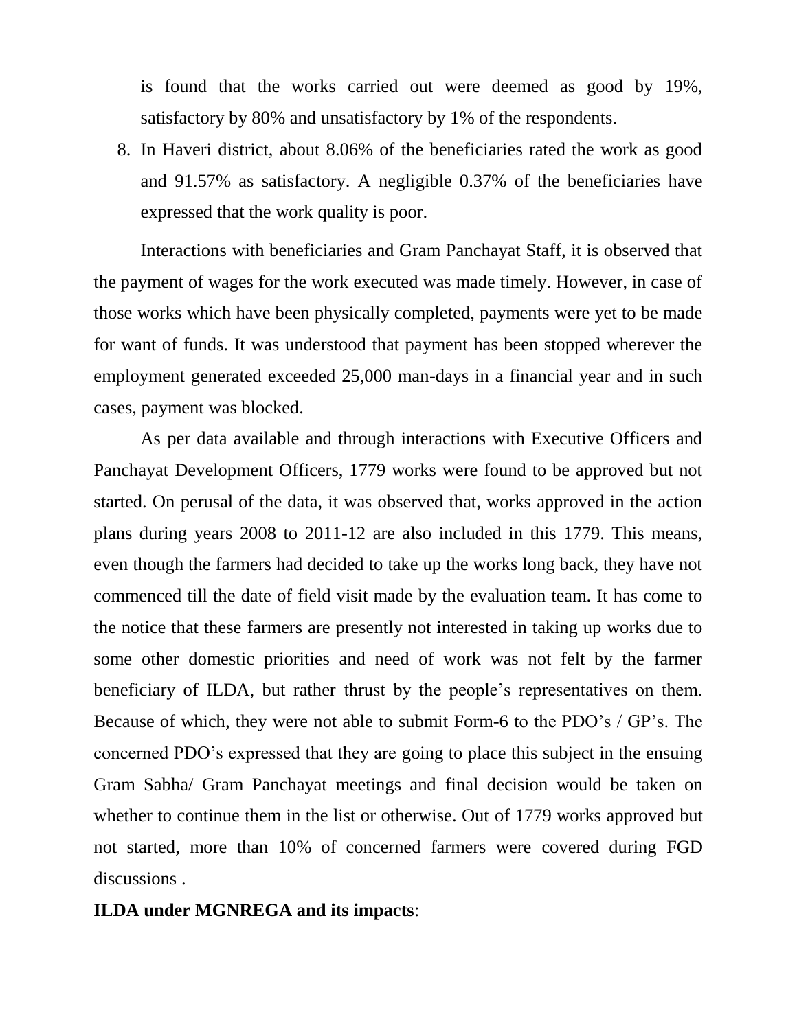is found that the works carried out were deemed as good by 19%, satisfactory by 80% and unsatisfactory by 1% of the respondents.

8. In Haveri district, about 8.06% of the beneficiaries rated the work as good and 91.57% as satisfactory. A negligible 0.37% of the beneficiaries have expressed that the work quality is poor.

Interactions with beneficiaries and Gram Panchayat Staff, it is observed that the payment of wages for the work executed was made timely. However, in case of those works which have been physically completed, payments were yet to be made for want of funds. It was understood that payment has been stopped wherever the employment generated exceeded 25,000 man-days in a financial year and in such cases, payment was blocked.

As per data available and through interactions with Executive Officers and Panchayat Development Officers, 1779 works were found to be approved but not started. On perusal of the data, it was observed that, works approved in the action plans during years 2008 to 2011-12 are also included in this 1779. This means, even though the farmers had decided to take up the works long back, they have not commenced till the date of field visit made by the evaluation team. It has come to the notice that these farmers are presently not interested in taking up works due to some other domestic priorities and need of work was not felt by the farmer beneficiary of ILDA, but rather thrust by the people's representatives on them. Because of which, they were not able to submit Form-6 to the PDO's / GP's. The concerned PDO's expressed that they are going to place this subject in the ensuing Gram Sabha/ Gram Panchayat meetings and final decision would be taken on whether to continue them in the list or otherwise. Out of 1779 works approved but not started, more than 10% of concerned farmers were covered during FGD discussions .

**ILDA under MGNREGA and its impacts**: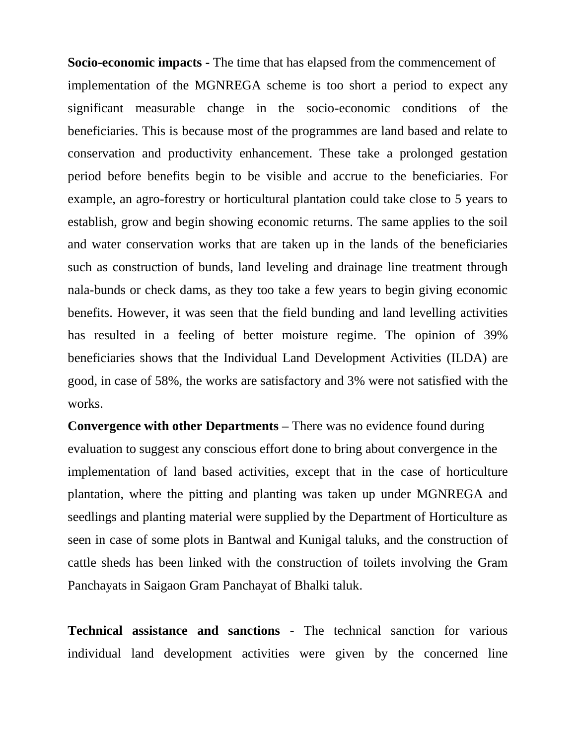**Socio-economic impacts -** The time that has elapsed from the commencement of implementation of the MGNREGA scheme is too short a period to expect any significant measurable change in the socio-economic conditions of the beneficiaries. This is because most of the programmes are land based and relate to conservation and productivity enhancement. These take a prolonged gestation period before benefits begin to be visible and accrue to the beneficiaries. For example, an agro-forestry or horticultural plantation could take close to 5 years to establish, grow and begin showing economic returns. The same applies to the soil and water conservation works that are taken up in the lands of the beneficiaries such as construction of bunds, land leveling and drainage line treatment through nala-bunds or check dams, as they too take a few years to begin giving economic benefits. However, it was seen that the field bunding and land levelling activities has resulted in a feeling of better moisture regime. The opinion of 39% beneficiaries shows that the Individual Land Development Activities (ILDA) are good, in case of 58%, the works are satisfactory and 3% were not satisfied with the works.

**Convergence with other Departments –** There was no evidence found during evaluation to suggest any conscious effort done to bring about convergence in the implementation of land based activities, except that in the case of horticulture plantation, where the pitting and planting was taken up under MGNREGA and seedlings and planting material were supplied by the Department of Horticulture as seen in case of some plots in Bantwal and Kunigal taluks, and the construction of cattle sheds has been linked with the construction of toilets involving the Gram Panchayats in Saigaon Gram Panchayat of Bhalki taluk.

**Technical assistance and sanctions -** The technical sanction for various individual land development activities were given by the concerned line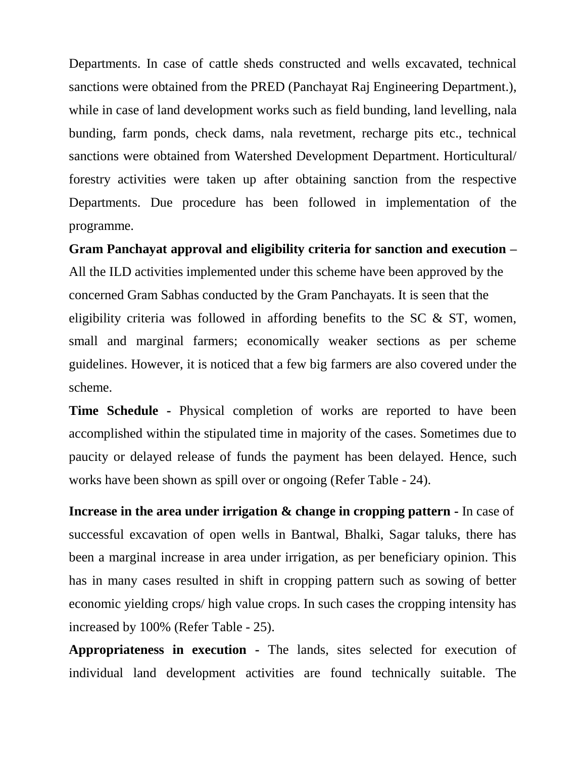Departments. In case of cattle sheds constructed and wells excavated, technical sanctions were obtained from the PRED (Panchayat Raj Engineering Department.), while in case of land development works such as field bunding, land levelling, nala bunding, farm ponds, check dams, nala revetment, recharge pits etc., technical sanctions were obtained from Watershed Development Department. Horticultural/ forestry activities were taken up after obtaining sanction from the respective Departments. Due procedure has been followed in implementation of the programme.

**Gram Panchayat approval and eligibility criteria for sanction and execution –** All the ILD activities implemented under this scheme have been approved by the concerned Gram Sabhas conducted by the Gram Panchayats. It is seen that the eligibility criteria was followed in affording benefits to the SC & ST, women, small and marginal farmers; economically weaker sections as per scheme guidelines. However, it is noticed that a few big farmers are also covered under the scheme.

**Time Schedule -** Physical completion of works are reported to have been accomplished within the stipulated time in majority of the cases. Sometimes due to paucity or delayed release of funds the payment has been delayed. Hence, such works have been shown as spill over or ongoing (Refer Table - 24).

**Increase in the area under irrigation & change in cropping pattern -** In case of successful excavation of open wells in Bantwal, Bhalki, Sagar taluks, there has been a marginal increase in area under irrigation, as per beneficiary opinion. This has in many cases resulted in shift in cropping pattern such as sowing of better economic yielding crops/ high value crops. In such cases the cropping intensity has increased by 100% (Refer Table - 25).

**Appropriateness in execution -** The lands, sites selected for execution of individual land development activities are found technically suitable. The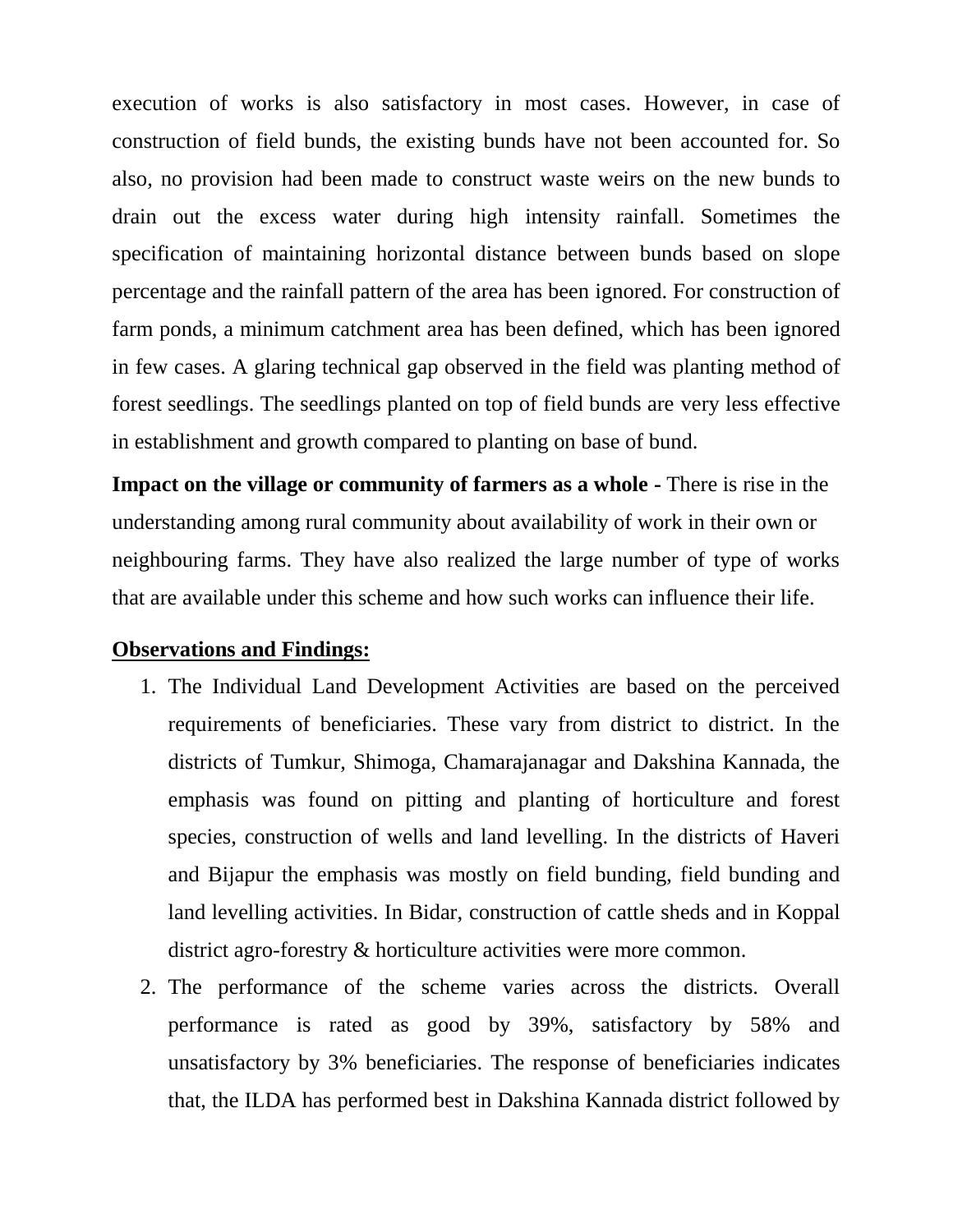execution of works is also satisfactory in most cases. However, in case of construction of field bunds, the existing bunds have not been accounted for. So also, no provision had been made to construct waste weirs on the new bunds to drain out the excess water during high intensity rainfall. Sometimes the specification of maintaining horizontal distance between bunds based on slope percentage and the rainfall pattern of the area has been ignored. For construction of farm ponds, a minimum catchment area has been defined, which has been ignored in few cases. A glaring technical gap observed in the field was planting method of forest seedlings. The seedlings planted on top of field bunds are very less effective in establishment and growth compared to planting on base of bund.

**Impact on the village or community of farmers as a whole -** There is rise in the understanding among rural community about availability of work in their own or neighbouring farms. They have also realized the large number of type of works that are available under this scheme and how such works can influence their life.

**Observations and Findings:**

1. The Individual Land Development Activities are based on the perceived requirements of beneficiaries. These vary from district to district. In the districts of Tumkur, Shimoga, Chamarajanagar and Dakshina Kannada, the emphasis was found on pitting and planting of horticulture and forest species, construction of wells and land levelling. In the districts of Haveri and Bijapur the emphasis was mostly on field bunding, field bunding and land levelling activities. In Bidar, construction of cattle sheds and in Koppal district agro-forestry & horticulture activities were more common.
2. The performance of the scheme varies across the districts. Overall performance is rated as good by 39%, satisfactory by 58% and unsatisfactory by 3% beneficiaries. The response of beneficiaries indicates that, the ILDA has performed best in Dakshina Kannada district followed by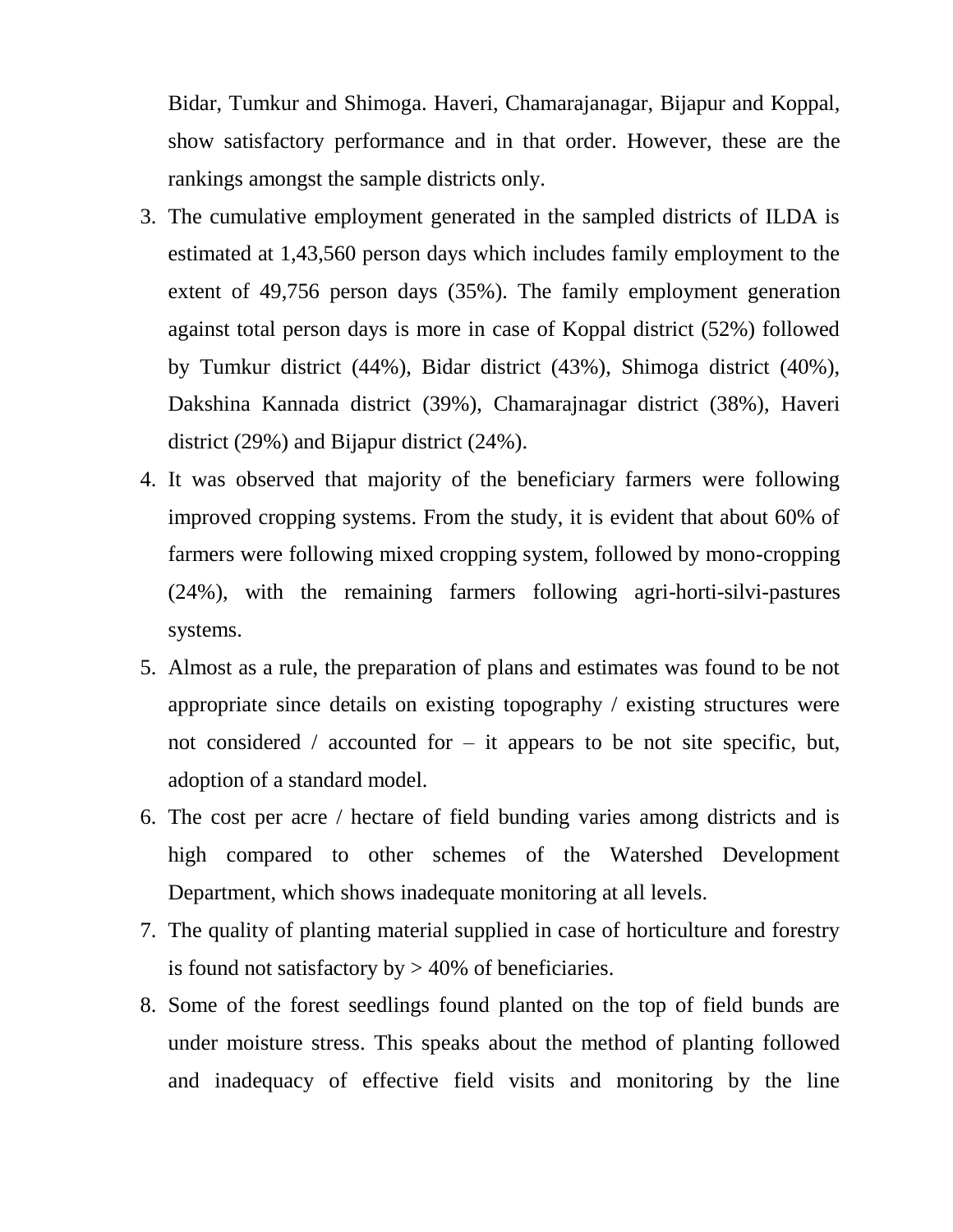Bidar, Tumkur and Shimoga. Haveri, Chamarajanagar, Bijapur and Koppal, show satisfactory performance and in that order. However, these are the rankings amongst the sample districts only.

3. The cumulative employment generated in the sampled districts of ILDA is estimated at 1,43,560 person days which includes family employment to the extent of 49,756 person days (35%). The family employment generation against total person days is more in case of Koppal district (52%) followed by Tumkur district (44%), Bidar district (43%), Shimoga district (40%), Dakshina Kannada district (39%), Chamarajnagar district (38%), Haveri district (29%) and Bijapur district (24%).
4. It was observed that majority of the beneficiary farmers were following improved cropping systems. From the study, it is evident that about 60% of farmers were following mixed cropping system, followed by mono-cropping (24%), with the remaining farmers following agri-horti-silvi-pastures systems.
5. Almost as a rule, the preparation of plans and estimates was found to be not appropriate since details on existing topography / existing structures were not considered / accounted for – it appears to be not site specific, but, adoption of a standard model.
6. The cost per acre / hectare of field bunding varies among districts and is high compared to other schemes of the Watershed Development Department, which shows inadequate monitoring at all levels.
7. The quality of planting material supplied in case of horticulture and forestry is found not satisfactory by > 40% of beneficiaries.
8. Some of the forest seedlings found planted on the top of field bunds are under moisture stress. This speaks about the method of planting followed and inadequacy of effective field visits and monitoring by the line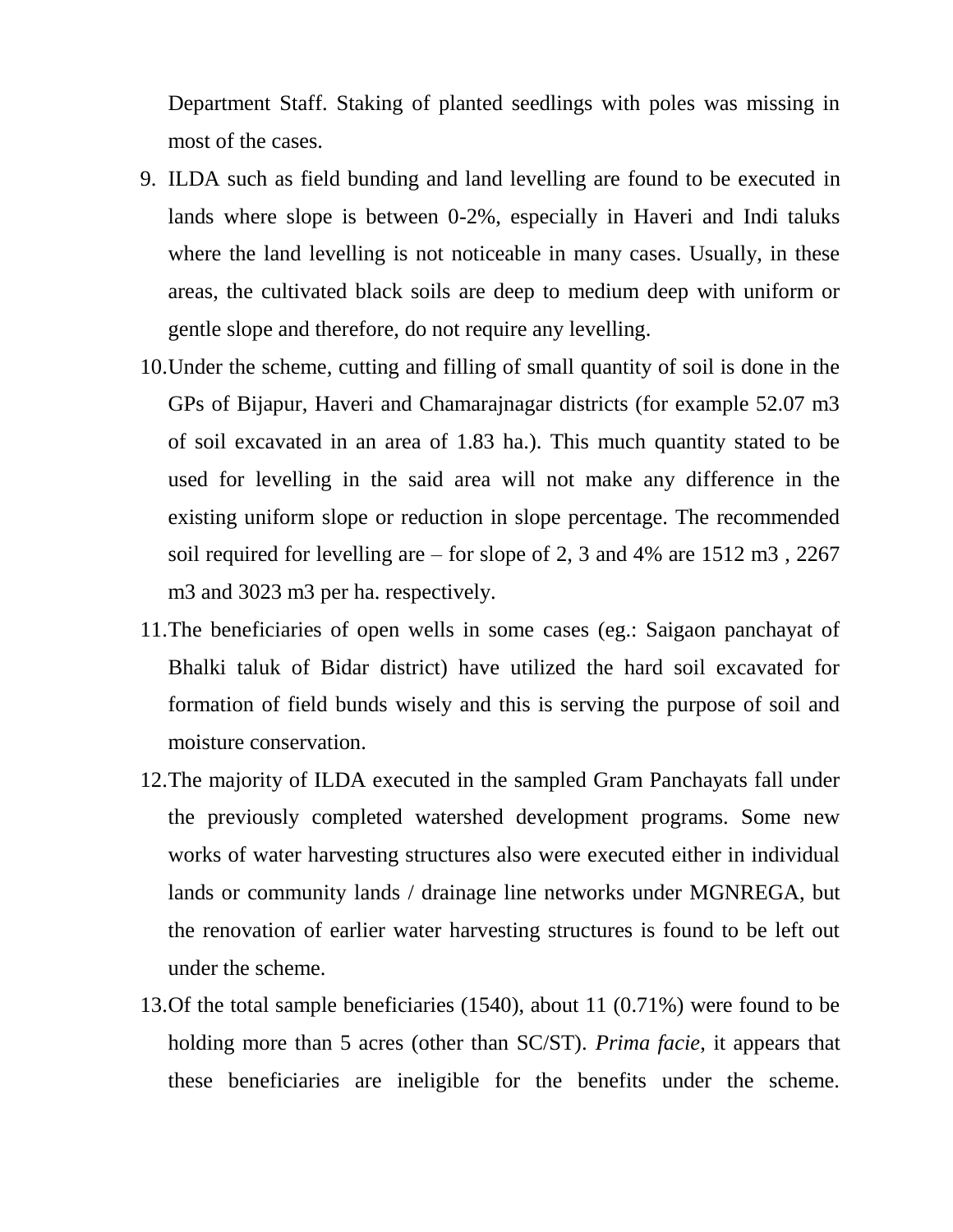Department Staff. Staking of planted seedlings with poles was missing in most of the cases.

9. ILDA such as field bunding and land levelling are found to be executed in lands where slope is between 0-2%, especially in Haveri and Indi taluks where the land levelling is not noticeable in many cases. Usually, in these areas, the cultivated black soils are deep to medium deep with uniform or gentle slope and therefore, do not require any levelling.
10. Under the scheme, cutting and filling of small quantity of soil is done in the GPs of Bijapur, Haveri and Chamarajnagar districts (for example 52.07 m3 of soil excavated in an area of 1.83 ha.). This much quantity stated to be used for levelling in the said area will not make any difference in the existing uniform slope or reduction in slope percentage. The recommended soil required for levelling are – for slope of 2, 3 and 4% are 1512 m3 , 2267 m3 and 3023 m3 per ha. respectively.
11. The beneficiaries of open wells in some cases (eg.: Saigaon panchayat of Bhalki taluk of Bidar district) have utilized the hard soil excavated for formation of field bunds wisely and this is serving the purpose of soil and moisture conservation.
12. The majority of ILDA executed in the sampled Gram Panchayats fall under the previously completed watershed development programs. Some new works of water harvesting structures also were executed either in individual lands or community lands / drainage line networks under MGNREGA, but the renovation of earlier water harvesting structures is found to be left out under the scheme.
13. Of the total sample beneficiaries (1540), about 11 (0.71%) were found to be holding more than 5 acres (other than SC/ST). *Prima facie*, it appears that these beneficiaries are ineligible for the benefits under the scheme.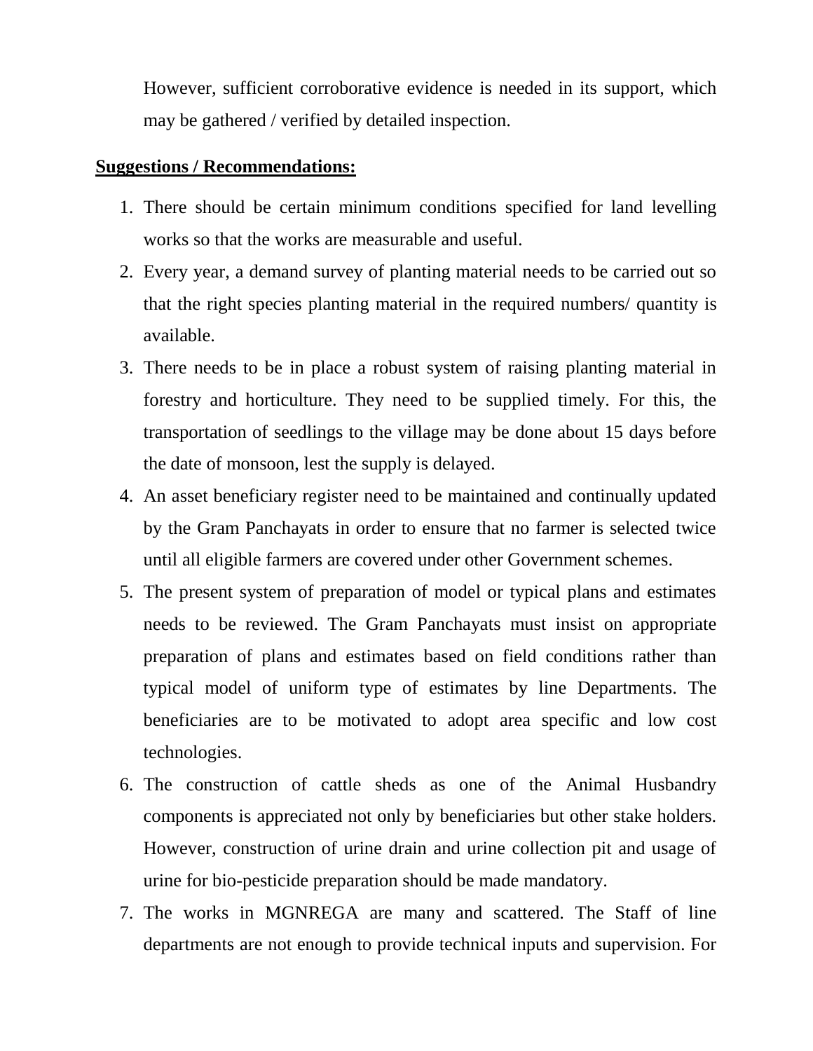However, sufficient corroborative evidence is needed in its support, which may be gathered / verified by detailed inspection.

**Suggestions / Recommendations:**

1. There should be certain minimum conditions specified for land levelling works so that the works are measurable and useful.
2. Every year, a demand survey of planting material needs to be carried out so that the right species planting material in the required numbers/ quantity is available.
3. There needs to be in place a robust system of raising planting material in forestry and horticulture. They need to be supplied timely. For this, the transportation of seedlings to the village may be done about 15 days before the date of monsoon, lest the supply is delayed.
4. An asset beneficiary register need to be maintained and continually updated by the Gram Panchayats in order to ensure that no farmer is selected twice until all eligible farmers are covered under other Government schemes.
5. The present system of preparation of model or typical plans and estimates needs to be reviewed. The Gram Panchayats must insist on appropriate preparation of plans and estimates based on field conditions rather than typical model of uniform type of estimates by line Departments. The beneficiaries are to be motivated to adopt area specific and low cost technologies.
6. The construction of cattle sheds as one of the Animal Husbandry components is appreciated not only by beneficiaries but other stake holders. However, construction of urine drain and urine collection pit and usage of urine for bio-pesticide preparation should be made mandatory.
7. The works in MGNREGA are many and scattered. The Staff of line departments are not enough to provide technical inputs and supervision. For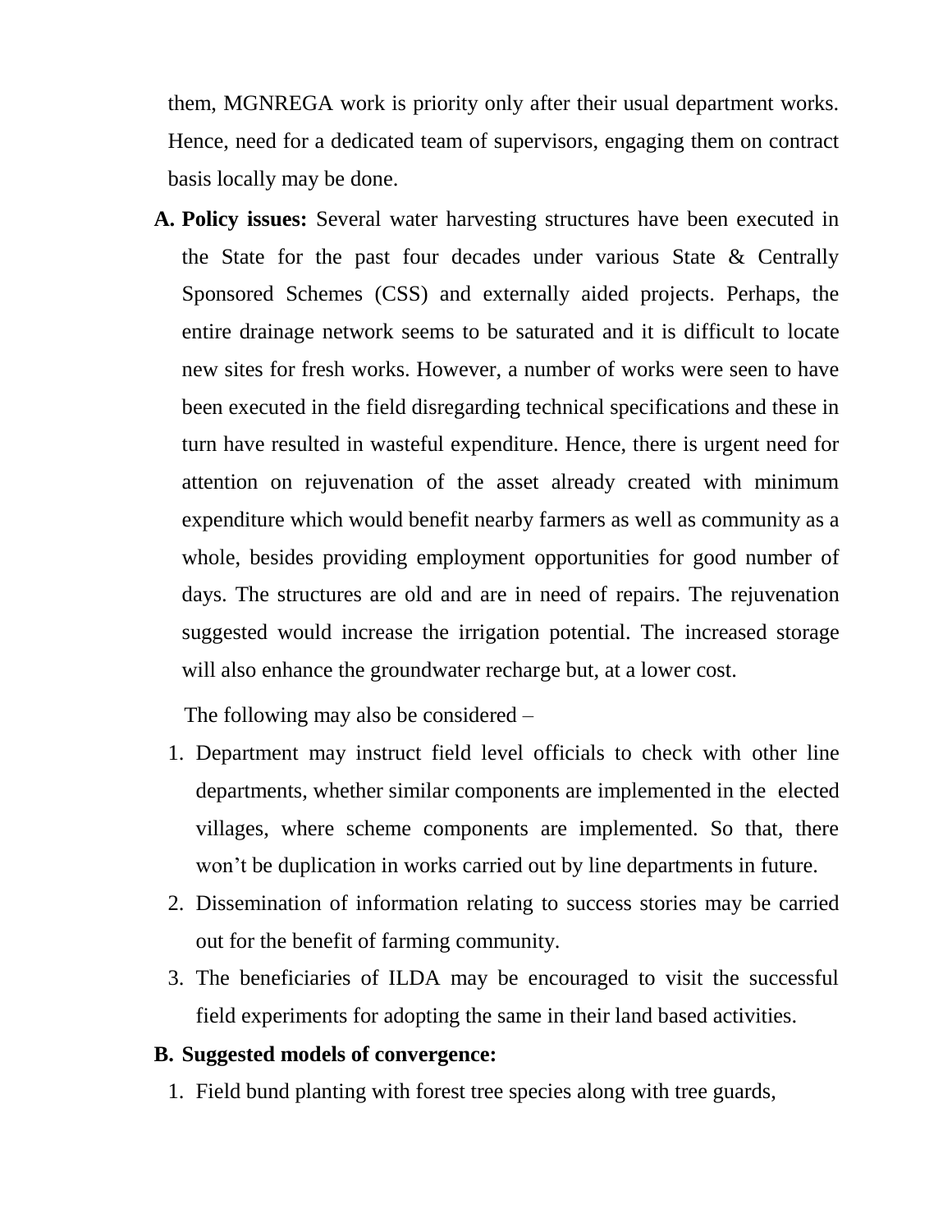them, MGNREGA work is priority only after their usual department works. Hence, need for a dedicated team of supervisors, engaging them on contract basis locally may be done.

A. **Policy issues:** Several water harvesting structures have been executed in the State for the past four decades under various State & Centrally Sponsored Schemes (CSS) and externally aided projects. Perhaps, the entire drainage network seems to be saturated and it is difficult to locate new sites for fresh works. However, a number of works were seen to have been executed in the field disregarding technical specifications and these in turn have resulted in wasteful expenditure. Hence, there is urgent need for attention on rejuvenation of the asset already created with minimum expenditure which would benefit nearby farmers as well as community as a whole, besides providing employment opportunities for good number of days. The structures are old and are in need of repairs. The rejuvenation suggested would increase the irrigation potential. The increased storage will also enhance the groundwater recharge but, at a lower cost.

   The following may also be considered –

   1. Department may instruct field level officials to check with other line departments, whether similar components are implemented in the elected villages, where scheme components are implemented. So that, there won't be duplication in works carried out by line departments in future.
   2. Dissemination of information relating to success stories may be carried out for the benefit of farming community.
   3. The beneficiaries of ILDA may be encouraged to visit the successful field experiments for adopting the same in their land based activities.

B. **Suggested models of convergence:**

   1. Field bund planting with forest tree species along with tree guards,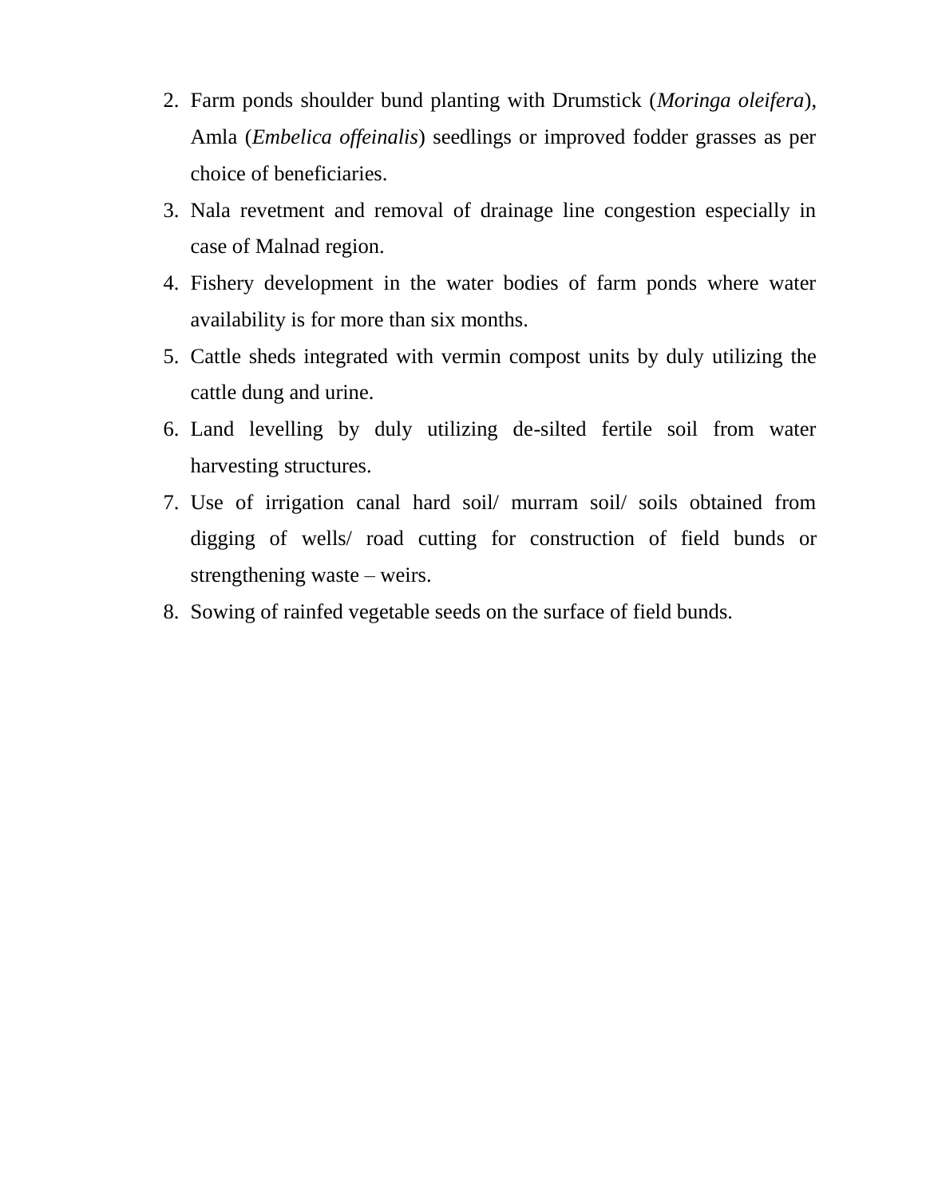2. Farm ponds shoulder bund planting with Drumstick (*Moringa oleifera*), Amla (*Embelica offeinalis*) seedlings or improved fodder grasses as per choice of beneficiaries.
3. Nala revetment and removal of drainage line congestion especially in case of Malnad region.
4. Fishery development in the water bodies of farm ponds where water availability is for more than six months.
5. Cattle sheds integrated with vermin compost units by duly utilizing the cattle dung and urine.
6. Land levelling by duly utilizing de-silted fertile soil from water harvesting structures.
7. Use of irrigation canal hard soil/ murram soil/ soils obtained from digging of wells/ road cutting for construction of field bunds or strengthening waste – weirs.
8. Sowing of rainfed vegetable seeds on the surface of field bunds.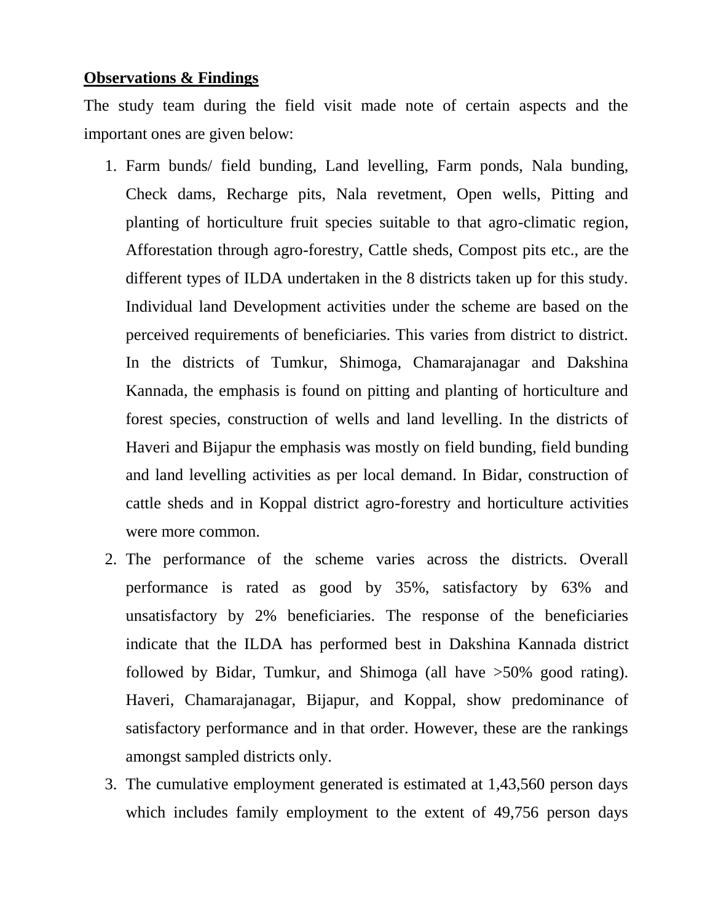**Observations & Findings**

The study team during the field visit made note of certain aspects and the important ones are given below:

1. Farm bunds/ field bunding, Land levelling, Farm ponds, Nala bunding, Check dams, Recharge pits, Nala revetment, Open wells, Pitting and planting of horticulture fruit species suitable to that agro-climatic region, Afforestation through agro-forestry, Cattle sheds, Compost pits etc., are the different types of ILDA undertaken in the 8 districts taken up for this study. Individual land Development activities under the scheme are based on the perceived requirements of beneficiaries. This varies from district to district. In the districts of Tumkur, Shimoga, Chamarajanagar and Dakshina Kannada, the emphasis is found on pitting and planting of horticulture and forest species, construction of wells and land levelling. In the districts of Haveri and Bijapur the emphasis was mostly on field bunding, field bunding and land levelling activities as per local demand. In Bidar, construction of cattle sheds and in Koppal district agro-forestry and horticulture activities were more common.
2. The performance of the scheme varies across the districts. Overall performance is rated as good by 35%, satisfactory by 63% and unsatisfactory by 2% beneficiaries. The response of the beneficiaries indicate that the ILDA has performed best in Dakshina Kannada district followed by Bidar, Tumkur, and Shimoga (all have >50% good rating). Haveri, Chamarajanagar, Bijapur, and Koppal, show predominance of satisfactory performance and in that order. However, these are the rankings amongst sampled districts only.
3. The cumulative employment generated is estimated at 1,43,560 person days which includes family employment to the extent of 49,756 person days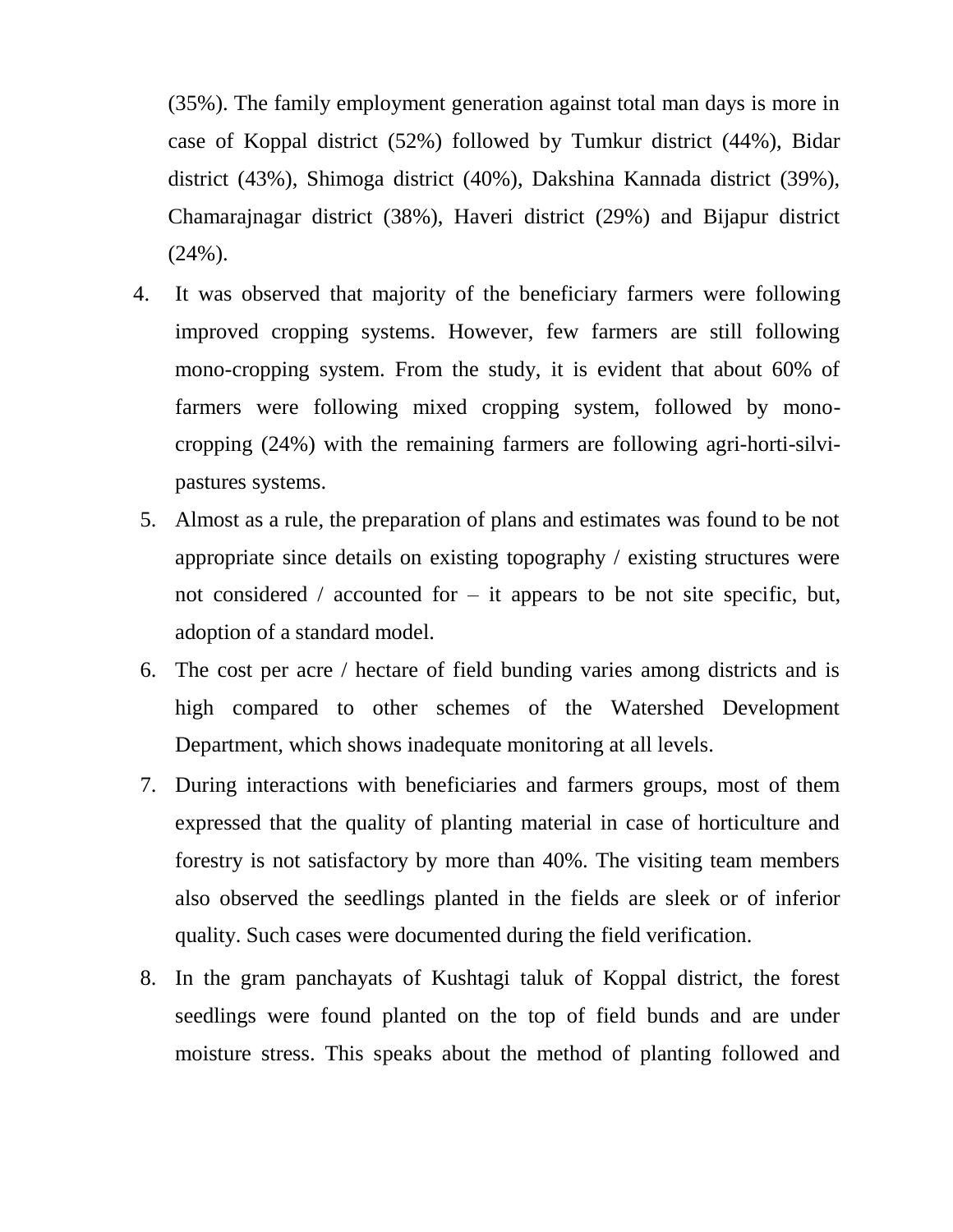(35%). The family employment generation against total man days is more in case of Koppal district (52%) followed by Tumkur district (44%), Bidar district (43%), Shimoga district (40%), Dakshina Kannada district (39%), Chamarajnagar district (38%), Haveri district (29%) and Bijapur district (24%).

4. It was observed that majority of the beneficiary farmers were following improved cropping systems. However, few farmers are still following mono-cropping system. From the study, it is evident that about 60% of farmers were following mixed cropping system, followed by mono-cropping (24%) with the remaining farmers are following agri-horti-silvi-pastures systems.
5. Almost as a rule, the preparation of plans and estimates was found to be not appropriate since details on existing topography / existing structures were not considered / accounted for – it appears to be not site specific, but, adoption of a standard model.
6. The cost per acre / hectare of field bunding varies among districts and is high compared to other schemes of the Watershed Development Department, which shows inadequate monitoring at all levels.
7. During interactions with beneficiaries and farmers groups, most of them expressed that the quality of planting material in case of horticulture and forestry is not satisfactory by more than 40%. The visiting team members also observed the seedlings planted in the fields are sleek or of inferior quality. Such cases were documented during the field verification.
8. In the gram panchayats of Kushtagi taluk of Koppal district, the forest seedlings were found planted on the top of field bunds and are under moisture stress. This speaks about the method of planting followed and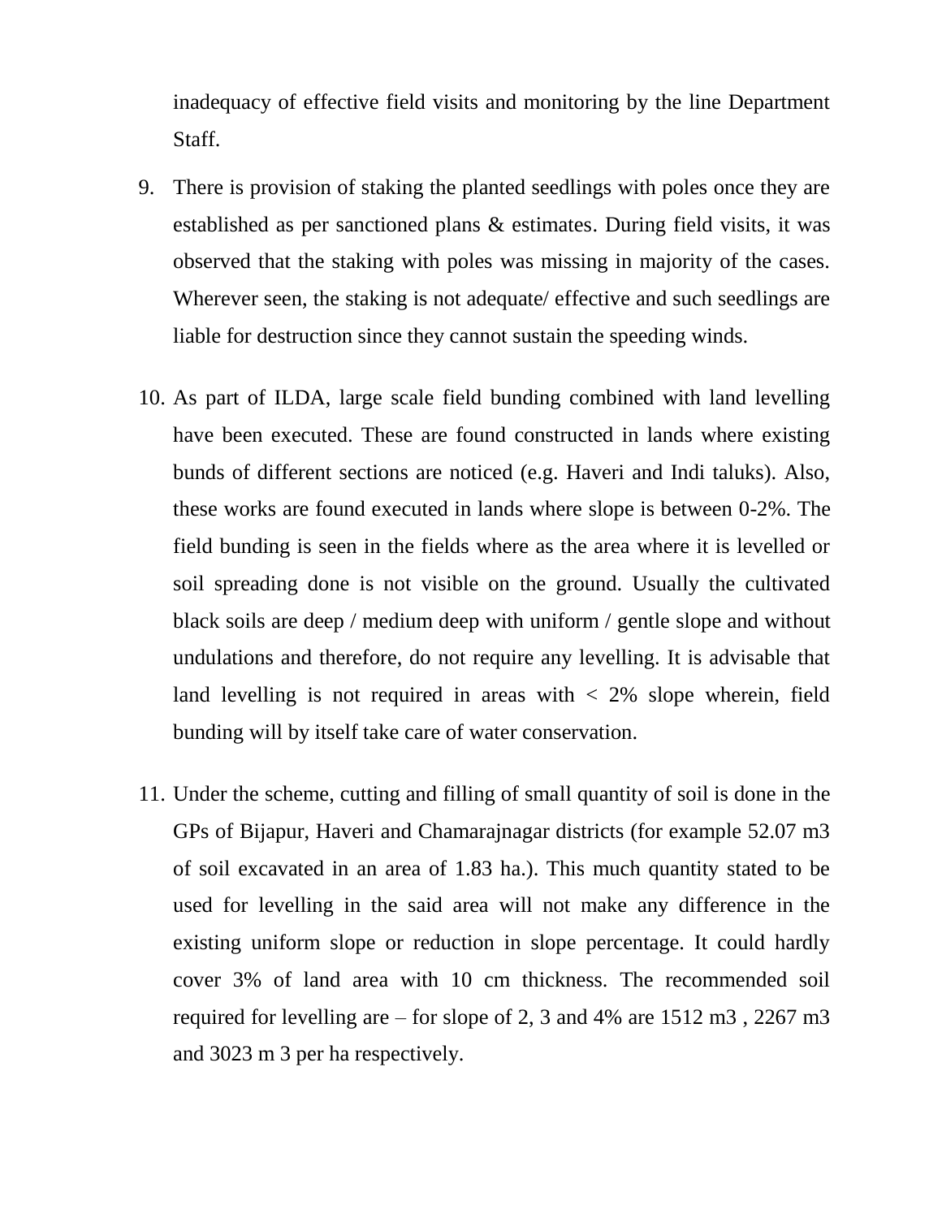inadequacy of effective field visits and monitoring by the line Department Staff.

9. There is provision of staking the planted seedlings with poles once they are established as per sanctioned plans & estimates. During field visits, it was observed that the staking with poles was missing in majority of the cases. Wherever seen, the staking is not adequate/ effective and such seedlings are liable for destruction since they cannot sustain the speeding winds.

10. As part of ILDA, large scale field bunding combined with land levelling have been executed. These are found constructed in lands where existing bunds of different sections are noticed (e.g. Haveri and Indi taluks). Also, these works are found executed in lands where slope is between 0-2%. The field bunding is seen in the fields where as the area where it is levelled or soil spreading done is not visible on the ground. Usually the cultivated black soils are deep / medium deep with uniform / gentle slope and without undulations and therefore, do not require any levelling. It is advisable that land levelling is not required in areas with < 2% slope wherein, field bunding will by itself take care of water conservation.

11. Under the scheme, cutting and filling of small quantity of soil is done in the GPs of Bijapur, Haveri and Chamarajnagar districts (for example 52.07 m3 of soil excavated in an area of 1.83 ha.). This much quantity stated to be used for levelling in the said area will not make any difference in the existing uniform slope or reduction in slope percentage. It could hardly cover 3% of land area with 10 cm thickness. The recommended soil required for levelling are – for slope of 2, 3 and 4% are 1512 m3 , 2267 m3 and 3023 m 3 per ha respectively.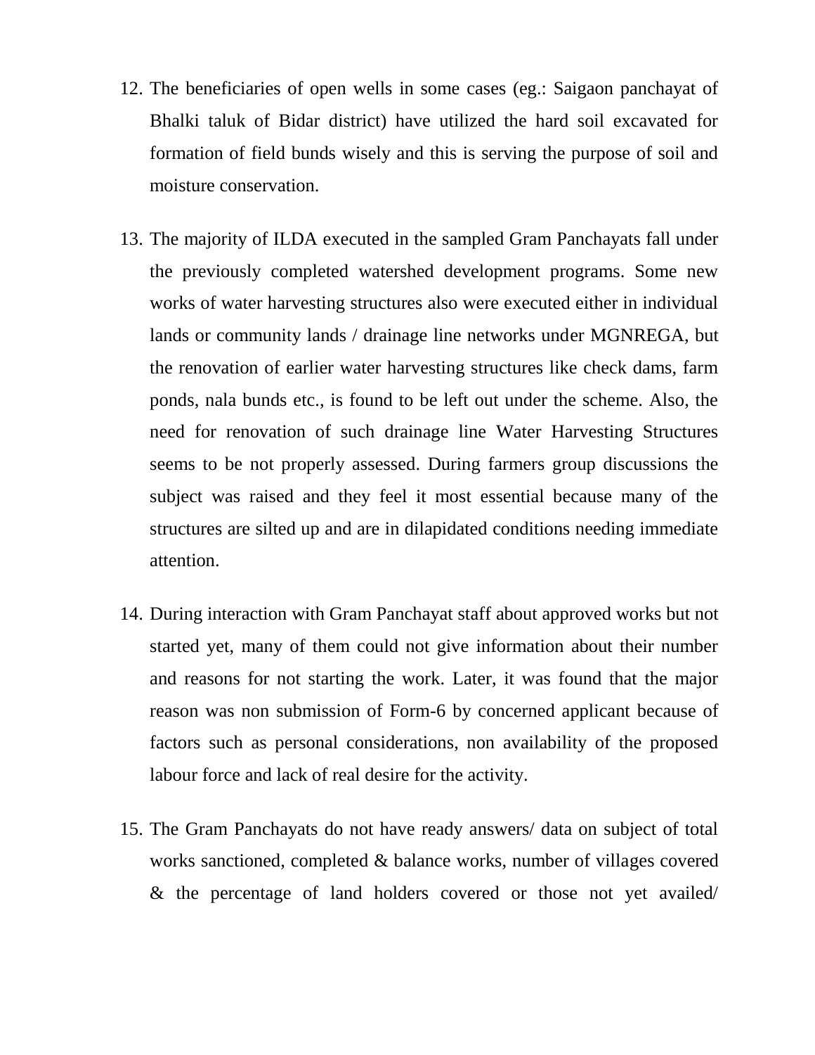12. The beneficiaries of open wells in some cases (eg.: Saigaon panchayat of Bhalki taluk of Bidar district) have utilized the hard soil excavated for formation of field bunds wisely and this is serving the purpose of soil and moisture conservation.

13. The majority of ILDA executed in the sampled Gram Panchayats fall under the previously completed watershed development programs. Some new works of water harvesting structures also were executed either in individual lands or community lands / drainage line networks under MGNREGA, but the renovation of earlier water harvesting structures like check dams, farm ponds, nala bunds etc., is found to be left out under the scheme. Also, the need for renovation of such drainage line Water Harvesting Structures seems to be not properly assessed. During farmers group discussions the subject was raised and they feel it most essential because many of the structures are silted up and are in dilapidated conditions needing immediate attention.

14. During interaction with Gram Panchayat staff about approved works but not started yet, many of them could not give information about their number and reasons for not starting the work. Later, it was found that the major reason was non submission of Form-6 by concerned applicant because of factors such as personal considerations, non availability of the proposed labour force and lack of real desire for the activity.

15. The Gram Panchayats do not have ready answers/ data on subject of total works sanctioned, completed & balance works, number of villages covered & the percentage of land holders covered or those not yet availed/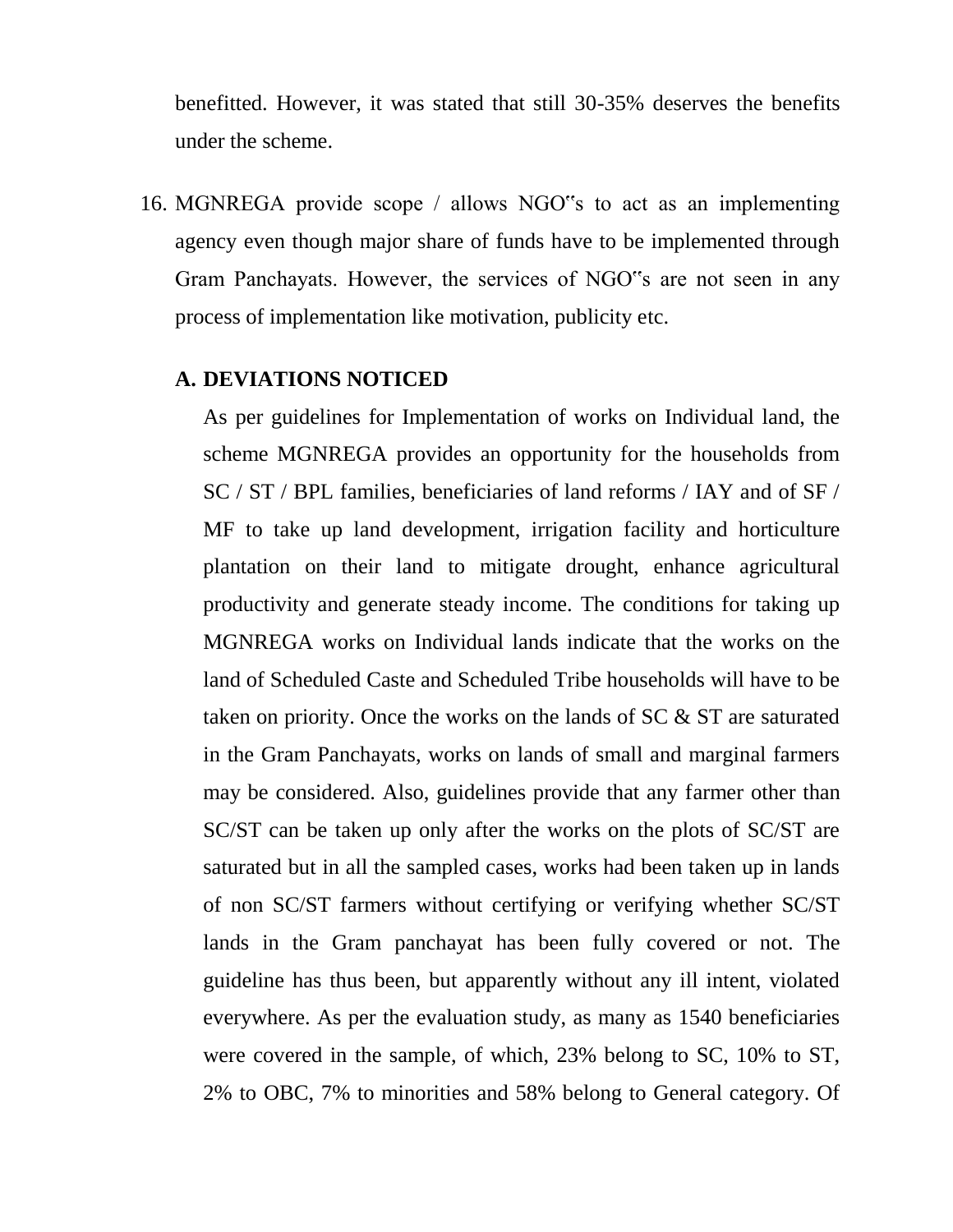benefitted. However, it was stated that still 30-35% deserves the benefits under the scheme.

16. MGNREGA provide scope / allows NGO"s to act as an implementing agency even though major share of funds have to be implemented through Gram Panchayats. However, the services of NGO"s are not seen in any process of implementation like motivation, publicity etc.

**A. DEVIATIONS NOTICED**

As per guidelines for Implementation of works on Individual land, the scheme MGNREGA provides an opportunity for the households from SC / ST / BPL families, beneficiaries of land reforms / IAY and of SF / MF to take up land development, irrigation facility and horticulture plantation on their land to mitigate drought, enhance agricultural productivity and generate steady income. The conditions for taking up MGNREGA works on Individual lands indicate that the works on the land of Scheduled Caste and Scheduled Tribe households will have to be taken on priority. Once the works on the lands of SC & ST are saturated in the Gram Panchayats, works on lands of small and marginal farmers may be considered. Also, guidelines provide that any farmer other than SC/ST can be taken up only after the works on the plots of SC/ST are saturated but in all the sampled cases, works had been taken up in lands of non SC/ST farmers without certifying or verifying whether SC/ST lands in the Gram panchayat has been fully covered or not. The guideline has thus been, but apparently without any ill intent, violated everywhere. As per the evaluation study, as many as 1540 beneficiaries were covered in the sample, of which, 23% belong to SC, 10% to ST, 2% to OBC, 7% to minorities and 58% belong to General category. Of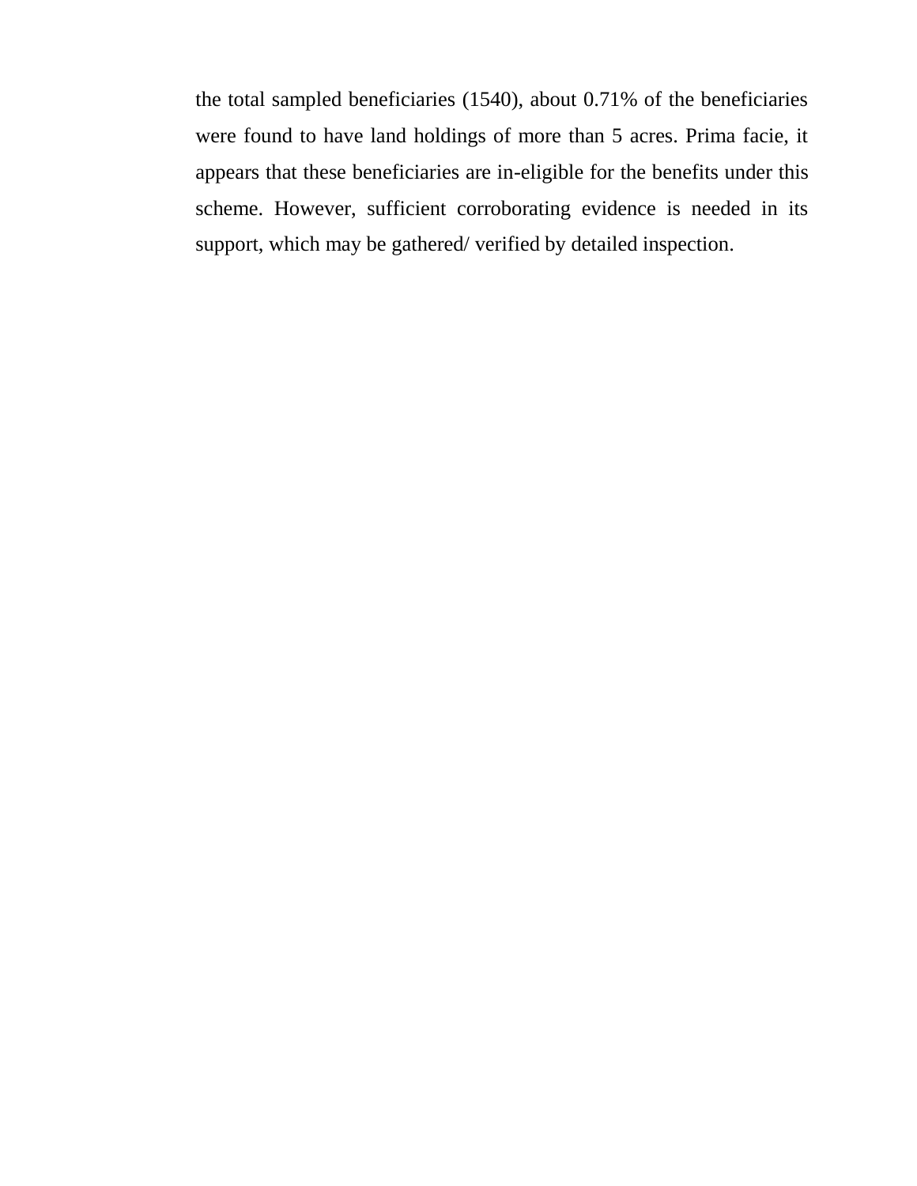the total sampled beneficiaries (1540), about 0.71% of the beneficiaries were found to have land holdings of more than 5 acres. Prima facie, it appears that these beneficiaries are in-eligible for the benefits under this scheme. However, sufficient corroborating evidence is needed in its support, which may be gathered/ verified by detailed inspection.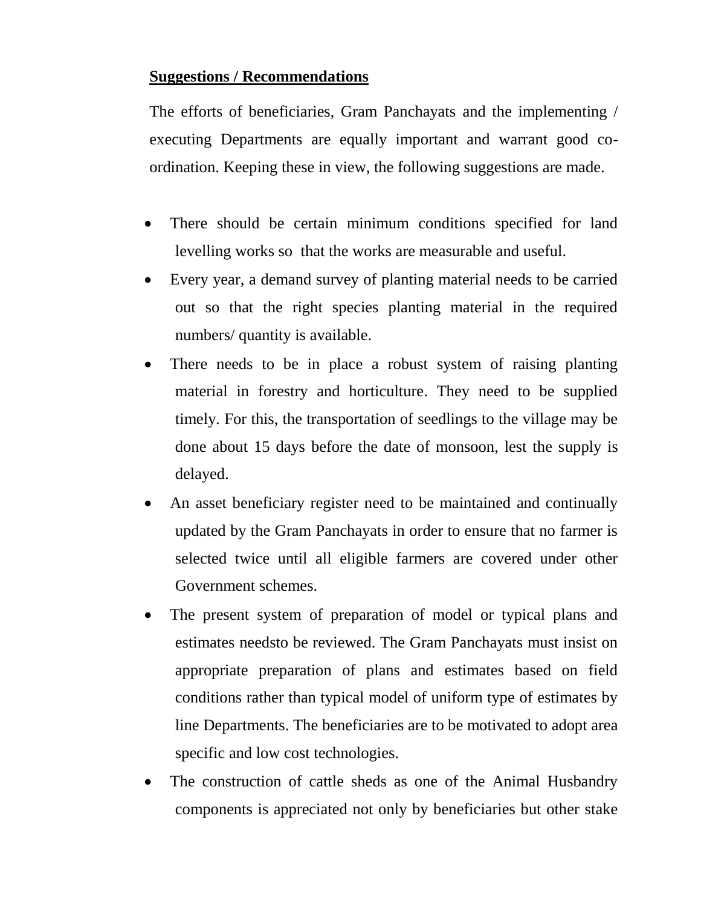**Suggestions / Recommendations**

The efforts of beneficiaries, Gram Panchayats and the implementing / executing Departments are equally important and warrant good co-ordination. Keeping these in view, the following suggestions are made.

- There should be certain minimum conditions specified for land levelling works so that the works are measurable and useful.
- Every year, a demand survey of planting material needs to be carried out so that the right species planting material in the required numbers/ quantity is available.
- There needs to be in place a robust system of raising planting material in forestry and horticulture. They need to be supplied timely. For this, the transportation of seedlings to the village may be done about 15 days before the date of monsoon, lest the supply is delayed.
- An asset beneficiary register need to be maintained and continually updated by the Gram Panchayats in order to ensure that no farmer is selected twice until all eligible farmers are covered under other Government schemes.
- The present system of preparation of model or typical plans and estimates needsto be reviewed. The Gram Panchayats must insist on appropriate preparation of plans and estimates based on field conditions rather than typical model of uniform type of estimates by line Departments. The beneficiaries are to be motivated to adopt area specific and low cost technologies.
- The construction of cattle sheds as one of the Animal Husbandry components is appreciated not only by beneficiaries but other stake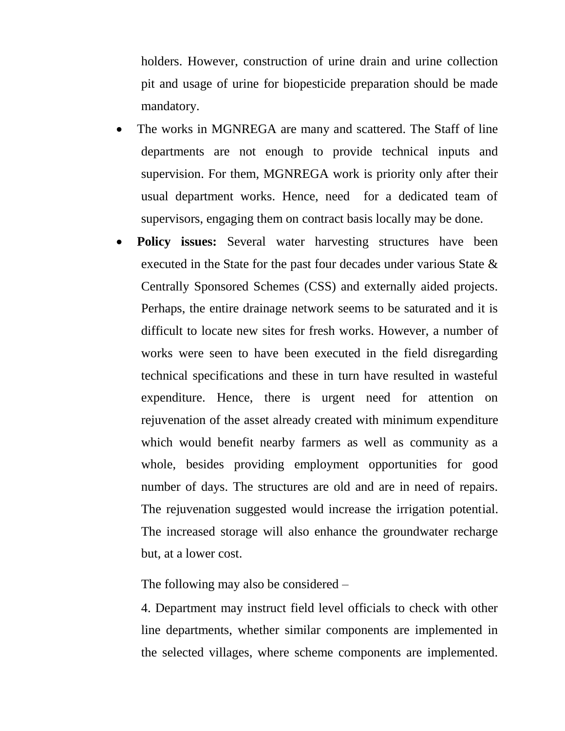holders. However, construction of urine drain and urine collection pit and usage of urine for biopesticide preparation should be made mandatory.

- The works in MGNREGA are many and scattered. The Staff of line departments are not enough to provide technical inputs and supervision. For them, MGNREGA work is priority only after their usual department works. Hence, need for a dedicated team of supervisors, engaging them on contract basis locally may be done.
- **Policy issues:** Several water harvesting structures have been executed in the State for the past four decades under various State & Centrally Sponsored Schemes (CSS) and externally aided projects. Perhaps, the entire drainage network seems to be saturated and it is difficult to locate new sites for fresh works. However, a number of works were seen to have been executed in the field disregarding technical specifications and these in turn have resulted in wasteful expenditure. Hence, there is urgent need for attention on rejuvenation of the asset already created with minimum expenditure which would benefit nearby farmers as well as community as a whole, besides providing employment opportunities for good number of days. The structures are old and are in need of repairs. The rejuvenation suggested would increase the irrigation potential. The increased storage will also enhance the groundwater recharge but, at a lower cost.

  The following may also be considered –

  4. Department may instruct field level officials to check with other line departments, whether similar components are implemented in the selected villages, where scheme components are implemented.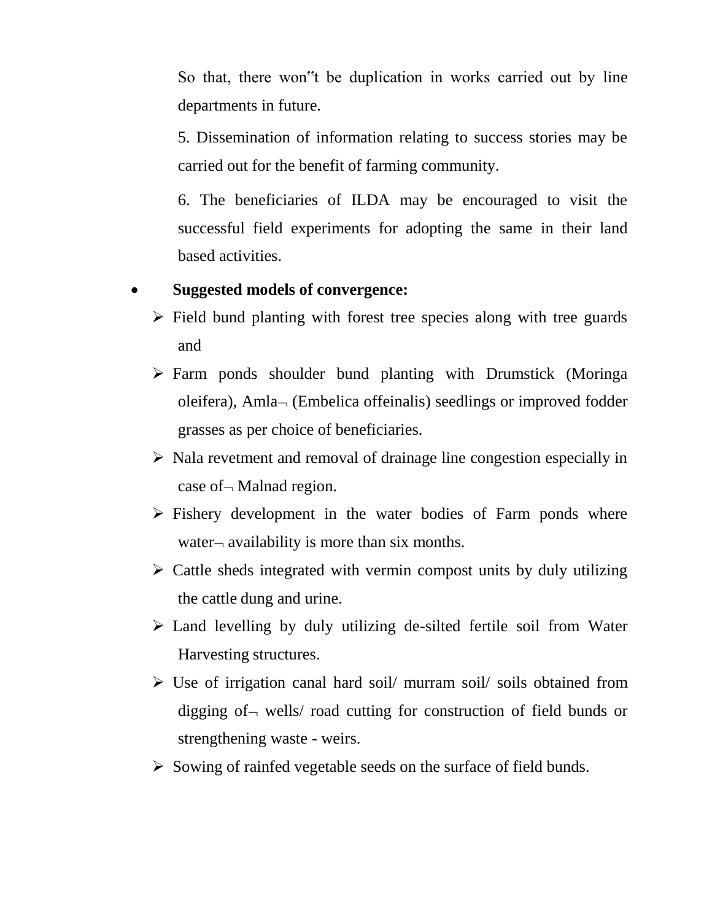So that, there won‟t be duplication in works carried out by line departments in future.

5. Dissemination of information relating to success stories may be carried out for the benefit of farming community.

6. The beneficiaries of ILDA may be encouraged to visit the successful field experiments for adopting the same in their land based activities.

- **Suggested models of convergence:**
  - Field bund planting with forest tree species along with tree guards and
  - Farm ponds shoulder bund planting with Drumstick (Moringa oleifera), Amla¬ (Embelica offeinalis) seedlings or improved fodder grasses as per choice of beneficiaries.
  - Nala revetment and removal of drainage line congestion especially in case of¬ Malnad region.
  - Fishery development in the water bodies of Farm ponds where water¬ availability is more than six months.
  - Cattle sheds integrated with vermin compost units by duly utilizing the cattle dung and urine.
  - Land levelling by duly utilizing de-silted fertile soil from Water Harvesting structures.
  - Use of irrigation canal hard soil/ murram soil/ soils obtained from digging of¬ wells/ road cutting for construction of field bunds or strengthening waste - weirs.
  - Sowing of rainfed vegetable seeds on the surface of field bunds.